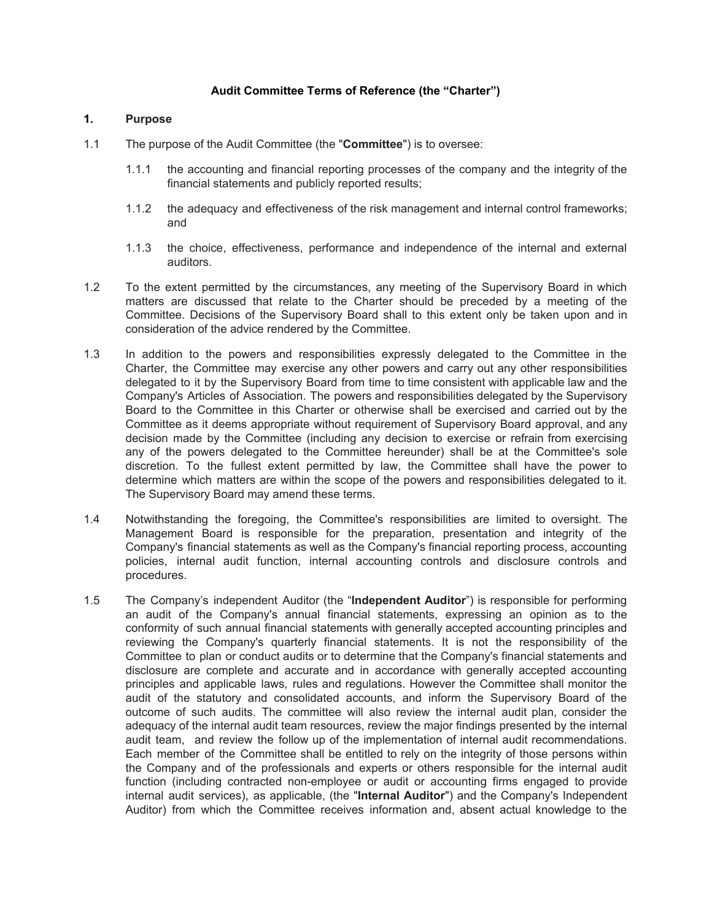# Audit Committee Terms of Reference (the "Charter")

## 1. Purpose

1.1 The purpose of the Audit Committee (the "**Committee**") is to oversee:

- 1.1.1 the accounting and financial reporting processes of the company and the integrity of the financial statements and publicly reported results;
- 1.1.2 the adequacy and effectiveness of the risk management and internal control frameworks; and
- 1.1.3 the choice, effectiveness, performance and independence of the internal and external auditors.

1.2 To the extent permitted by the circumstances, any meeting of the Supervisory Board in which matters are discussed that relate to the Charter should be preceded by a meeting of the Committee. Decisions of the Supervisory Board shall to this extent only be taken upon and in consideration of the advice rendered by the Committee.

1.3 In addition to the powers and responsibilities expressly delegated to the Committee in the Charter, the Committee may exercise any other powers and carry out any other responsibilities delegated to it by the Supervisory Board from time to time consistent with applicable law and the Company's Articles of Association. The powers and responsibilities delegated by the Supervisory Board to the Committee in this Charter or otherwise shall be exercised and carried out by the Committee as it deems appropriate without requirement of Supervisory Board approval, and any decision made by the Committee (including any decision to exercise or refrain from exercising any of the powers delegated to the Committee hereunder) shall be at the Committee's sole discretion. To the fullest extent permitted by law, the Committee shall have the power to determine which matters are within the scope of the powers and responsibilities delegated to it. The Supervisory Board may amend these terms.

1.4 Notwithstanding the foregoing, the Committee's responsibilities are limited to oversight. The Management Board is responsible for the preparation, presentation and integrity of the Company's financial statements as well as the Company's financial reporting process, accounting policies, internal audit function, internal accounting controls and disclosure controls and procedures.

1.5 The Company's independent Auditor (the "**Independent Auditor**") is responsible for performing an audit of the Company's annual financial statements, expressing an opinion as to the conformity of such annual financial statements with generally accepted accounting principles and reviewing the Company's quarterly financial statements. It is not the responsibility of the Committee to plan or conduct audits or to determine that the Company's financial statements and disclosure are complete and accurate and in accordance with generally accepted accounting principles and applicable laws, rules and regulations. However the Committee shall monitor the audit of the statutory and consolidated accounts, and inform the Supervisory Board of the outcome of such audits. The committee will also review the internal audit plan, consider the adequacy of the internal audit team resources, review the major findings presented by the internal audit team, and review the follow up of the implementation of internal audit recommendations. Each member of the Committee shall be entitled to rely on the integrity of those persons within the Company and of the professionals and experts or others responsible for the internal audit function (including contracted non-employee or audit or accounting firms engaged to provide internal audit services), as applicable, (the "**Internal Auditor**") and the Company's Independent Auditor) from which the Committee receives information and, absent actual knowledge to the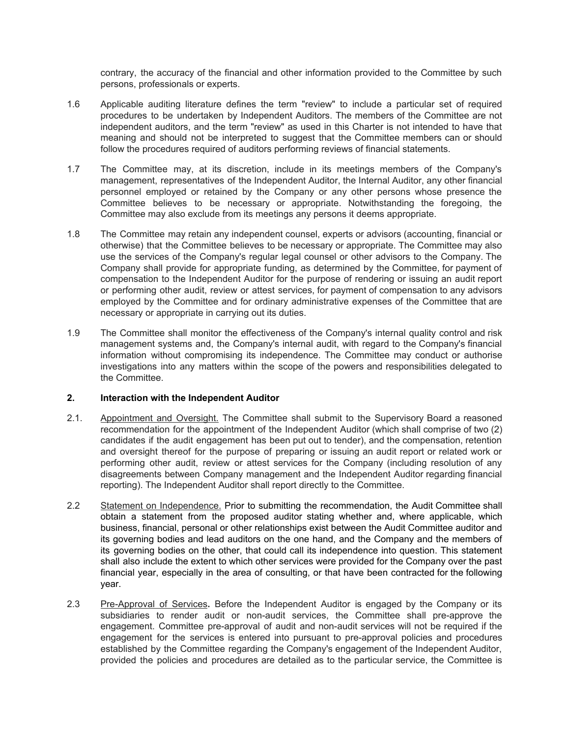contrary, the accuracy of the financial and other information provided to the Committee by such persons, professionals or experts.

1.6 Applicable auditing literature defines the term "review" to include a particular set of required procedures to be undertaken by Independent Auditors. The members of the Committee are not independent auditors, and the term "review" as used in this Charter is not intended to have that meaning and should not be interpreted to suggest that the Committee members can or should follow the procedures required of auditors performing reviews of financial statements.

1.7 The Committee may, at its discretion, include in its meetings members of the Company's management, representatives of the Independent Auditor, the Internal Auditor, any other financial personnel employed or retained by the Company or any other persons whose presence the Committee believes to be necessary or appropriate. Notwithstanding the foregoing, the Committee may also exclude from its meetings any persons it deems appropriate.

1.8 The Committee may retain any independent counsel, experts or advisors (accounting, financial or otherwise) that the Committee believes to be necessary or appropriate. The Committee may also use the services of the Company's regular legal counsel or other advisors to the Company. The Company shall provide for appropriate funding, as determined by the Committee, for payment of compensation to the Independent Auditor for the purpose of rendering or issuing an audit report or performing other audit, review or attest services, for payment of compensation to any advisors employed by the Committee and for ordinary administrative expenses of the Committee that are necessary or appropriate in carrying out its duties.

1.9 The Committee shall monitor the effectiveness of the Company's internal quality control and risk management systems and, the Company's internal audit, with regard to the Company's financial information without compromising its independence. The Committee may conduct or authorise investigations into any matters within the scope of the powers and responsibilities delegated to the Committee.

## 2. Interaction with the Independent Auditor

2.1. Appointment and Oversight. The Committee shall submit to the Supervisory Board a reasoned recommendation for the appointment of the Independent Auditor (which shall comprise of two (2) candidates if the audit engagement has been put out to tender), and the compensation, retention and oversight thereof for the purpose of preparing or issuing an audit report or related work or performing other audit, review or attest services for the Company (including resolution of any disagreements between Company management and the Independent Auditor regarding financial reporting). The Independent Auditor shall report directly to the Committee.

2.2 Statement on Independence. Prior to submitting the recommendation, the Audit Committee shall obtain a statement from the proposed auditor stating whether and, where applicable, which business, financial, personal or other relationships exist between the Audit Committee auditor and its governing bodies and lead auditors on the one hand, and the Company and the members of its governing bodies on the other, that could call its independence into question. This statement shall also include the extent to which other services were provided for the Company over the past financial year, especially in the area of consulting, or that have been contracted for the following year.

2.3 Pre-Approval of Services**.** Before the Independent Auditor is engaged by the Company or its subsidiaries to render audit or non-audit services, the Committee shall pre-approve the engagement. Committee pre-approval of audit and non-audit services will not be required if the engagement for the services is entered into pursuant to pre-approval policies and procedures established by the Committee regarding the Company's engagement of the Independent Auditor, provided the policies and procedures are detailed as to the particular service, the Committee is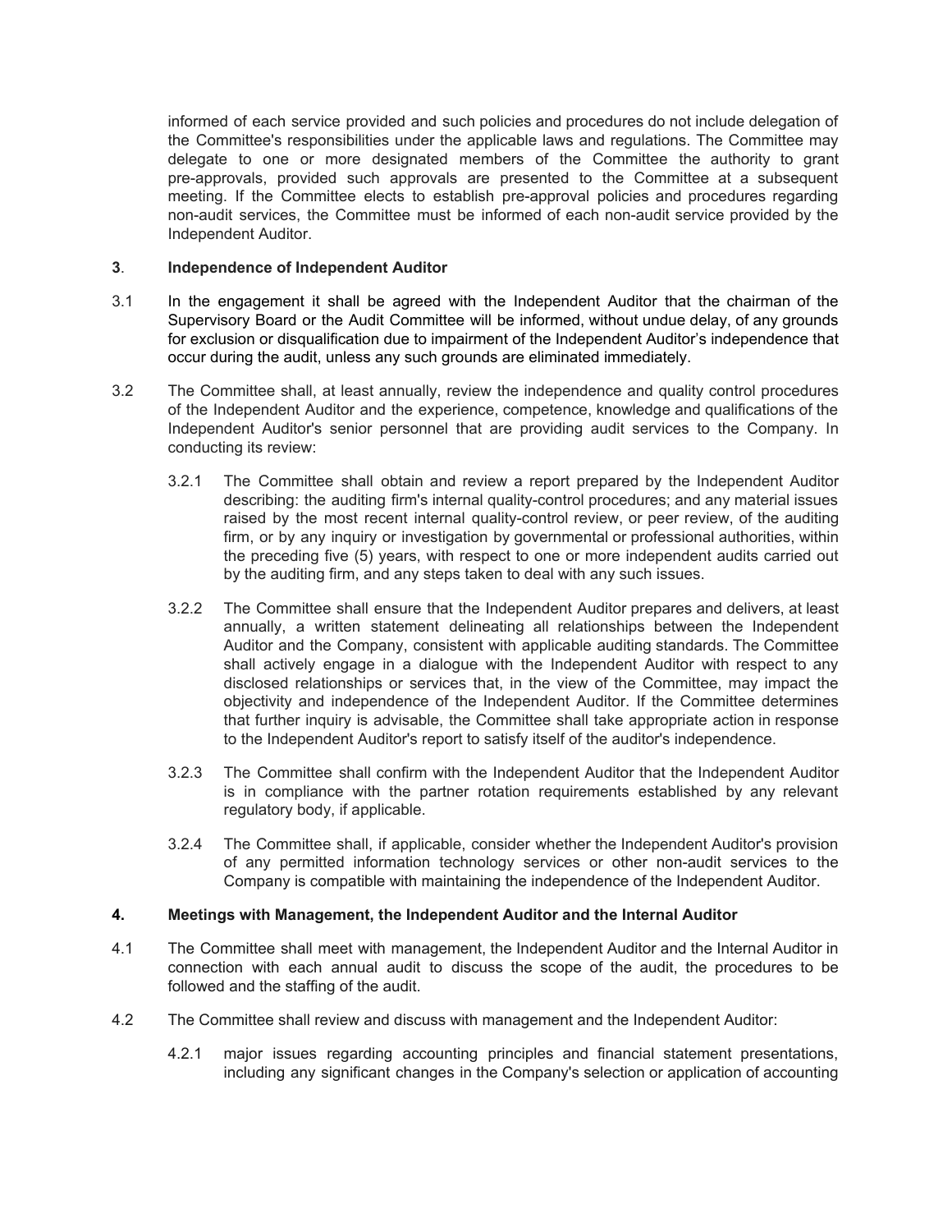informed of each service provided and such policies and procedures do not include delegation of the Committee's responsibilities under the applicable laws and regulations. The Committee may delegate to one or more designated members of the Committee the authority to grant pre-approvals, provided such approvals are presented to the Committee at a subsequent meeting. If the Committee elects to establish pre-approval policies and procedures regarding non-audit services, the Committee must be informed of each non-audit service provided by the Independent Auditor.

**3**. **Independence of Independent Auditor**

3.1 In the engagement it shall be agreed with the Independent Auditor that the chairman of the Supervisory Board or the Audit Committee will be informed, without undue delay, of any grounds for exclusion or disqualification due to impairment of the Independent Auditor's independence that occur during the audit, unless any such grounds are eliminated immediately.

3.2 The Committee shall, at least annually, review the independence and quality control procedures of the Independent Auditor and the experience, competence, knowledge and qualifications of the Independent Auditor's senior personnel that are providing audit services to the Company. In conducting its review:

3.2.1 The Committee shall obtain and review a report prepared by the Independent Auditor describing: the auditing firm's internal quality-control procedures; and any material issues raised by the most recent internal quality-control review, or peer review, of the auditing firm, or by any inquiry or investigation by governmental or professional authorities, within the preceding five (5) years, with respect to one or more independent audits carried out by the auditing firm, and any steps taken to deal with any such issues.

3.2.2 The Committee shall ensure that the Independent Auditor prepares and delivers, at least annually, a written statement delineating all relationships between the Independent Auditor and the Company, consistent with applicable auditing standards. The Committee shall actively engage in a dialogue with the Independent Auditor with respect to any disclosed relationships or services that, in the view of the Committee, may impact the objectivity and independence of the Independent Auditor. If the Committee determines that further inquiry is advisable, the Committee shall take appropriate action in response to the Independent Auditor's report to satisfy itself of the auditor's independence.

3.2.3 The Committee shall confirm with the Independent Auditor that the Independent Auditor is in compliance with the partner rotation requirements established by any relevant regulatory body, if applicable.

3.2.4 The Committee shall, if applicable, consider whether the Independent Auditor's provision of any permitted information technology services or other non-audit services to the Company is compatible with maintaining the independence of the Independent Auditor.

**4. Meetings with Management, the Independent Auditor and the Internal Auditor**

4.1 The Committee shall meet with management, the Independent Auditor and the Internal Auditor in connection with each annual audit to discuss the scope of the audit, the procedures to be followed and the staffing of the audit.

4.2 The Committee shall review and discuss with management and the Independent Auditor:

4.2.1 major issues regarding accounting principles and financial statement presentations, including any significant changes in the Company's selection or application of accounting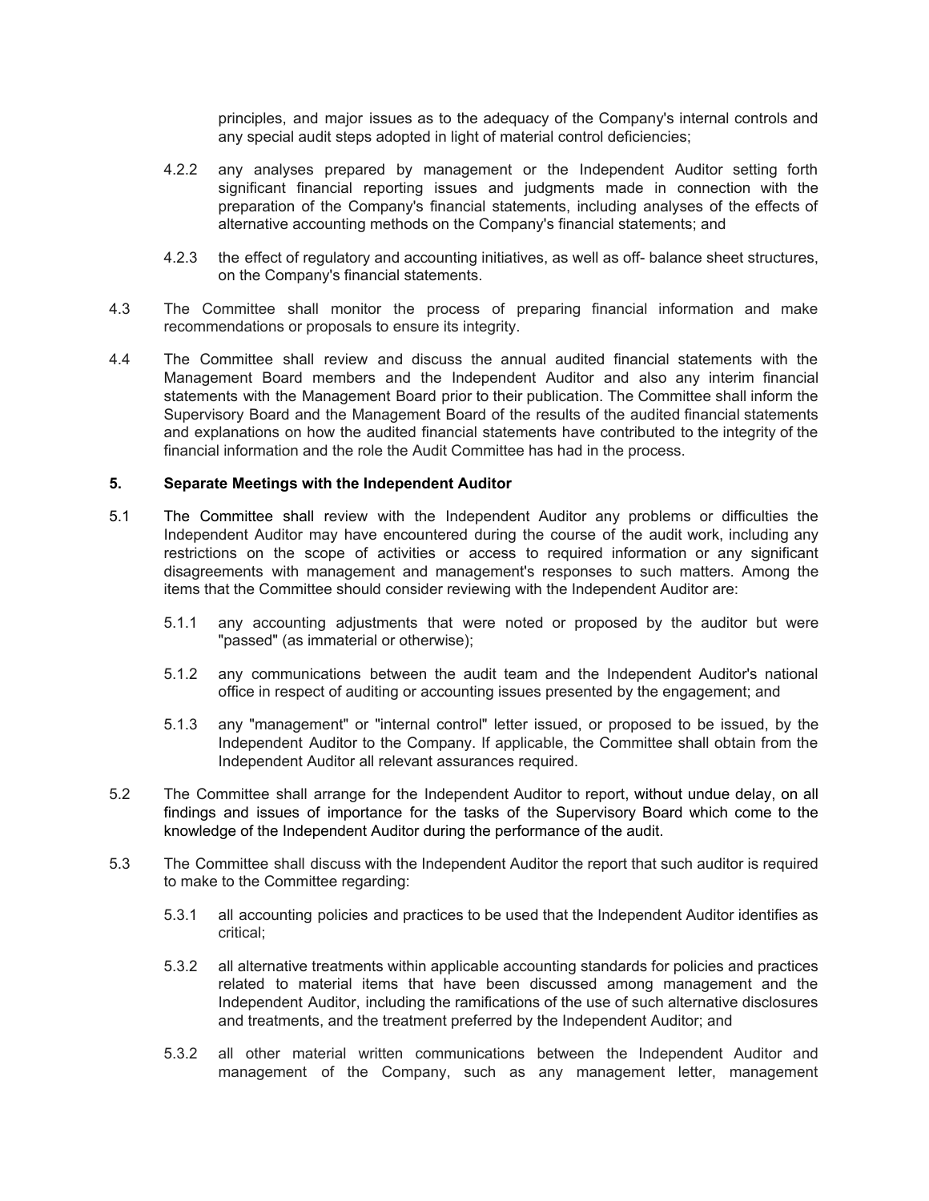principles, and major issues as to the adequacy of the Company's internal controls and any special audit steps adopted in light of material control deficiencies;

4.2.2 any analyses prepared by management or the Independent Auditor setting forth significant financial reporting issues and judgments made in connection with the preparation of the Company's financial statements, including analyses of the effects of alternative accounting methods on the Company's financial statements; and

4.2.3 the effect of regulatory and accounting initiatives, as well as off- balance sheet structures, on the Company's financial statements.

4.3 The Committee shall monitor the process of preparing financial information and make recommendations or proposals to ensure its integrity.

4.4 The Committee shall review and discuss the annual audited financial statements with the Management Board members and the Independent Auditor and also any interim financial statements with the Management Board prior to their publication. The Committee shall inform the Supervisory Board and the Management Board of the results of the audited financial statements and explanations on how the audited financial statements have contributed to the integrity of the financial information and the role the Audit Committee has had in the process.

**5. Separate Meetings with the Independent Auditor**

5.1 The Committee shall review with the Independent Auditor any problems or difficulties the Independent Auditor may have encountered during the course of the audit work, including any restrictions on the scope of activities or access to required information or any significant disagreements with management and management's responses to such matters. Among the items that the Committee should consider reviewing with the Independent Auditor are:

5.1.1 any accounting adjustments that were noted or proposed by the auditor but were "passed" (as immaterial or otherwise);

5.1.2 any communications between the audit team and the Independent Auditor's national office in respect of auditing or accounting issues presented by the engagement; and

5.1.3 any "management" or "internal control" letter issued, or proposed to be issued, by the Independent Auditor to the Company. If applicable, the Committee shall obtain from the Independent Auditor all relevant assurances required.

5.2 The Committee shall arrange for the Independent Auditor to report, without undue delay, on all findings and issues of importance for the tasks of the Supervisory Board which come to the knowledge of the Independent Auditor during the performance of the audit.

5.3 The Committee shall discuss with the Independent Auditor the report that such auditor is required to make to the Committee regarding:

5.3.1 all accounting policies and practices to be used that the Independent Auditor identifies as critical;

5.3.2 all alternative treatments within applicable accounting standards for policies and practices related to material items that have been discussed among management and the Independent Auditor, including the ramifications of the use of such alternative disclosures and treatments, and the treatment preferred by the Independent Auditor; and

5.3.2 all other material written communications between the Independent Auditor and management of the Company, such as any management letter, management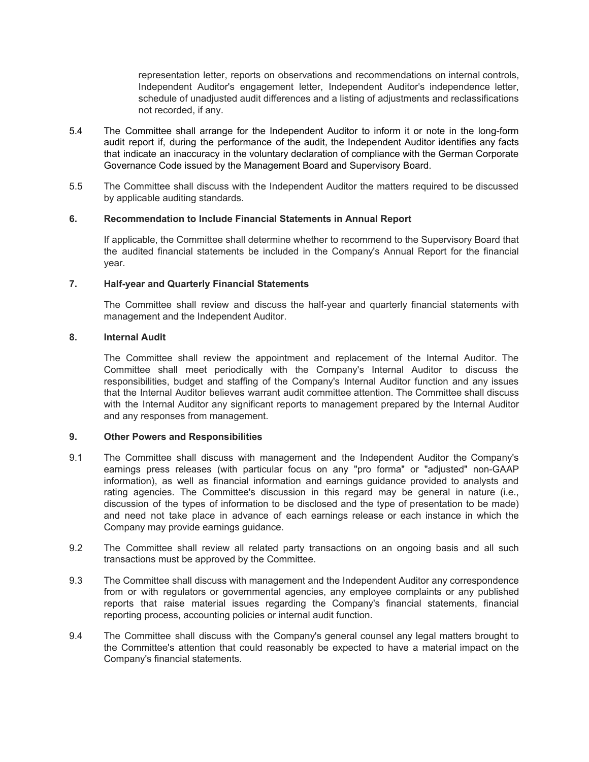representation letter, reports on observations and recommendations on internal controls, Independent Auditor's engagement letter, Independent Auditor's independence letter, schedule of unadjusted audit differences and a listing of adjustments and reclassifications not recorded, if any.

5.4 The Committee shall arrange for the Independent Auditor to inform it or note in the long-form audit report if, during the performance of the audit, the Independent Auditor identifies any facts that indicate an inaccuracy in the voluntary declaration of compliance with the German Corporate Governance Code issued by the Management Board and Supervisory Board.

5.5 The Committee shall discuss with the Independent Auditor the matters required to be discussed by applicable auditing standards.

### 6. Recommendation to Include Financial Statements in Annual Report

If applicable, the Committee shall determine whether to recommend to the Supervisory Board that the audited financial statements be included in the Company's Annual Report for the financial year.

### 7. Half-year and Quarterly Financial Statements

The Committee shall review and discuss the half-year and quarterly financial statements with management and the Independent Auditor.

### 8. Internal Audit

The Committee shall review the appointment and replacement of the Internal Auditor. The Committee shall meet periodically with the Company's Internal Auditor to discuss the responsibilities, budget and staffing of the Company's Internal Auditor function and any issues that the Internal Auditor believes warrant audit committee attention. The Committee shall discuss with the Internal Auditor any significant reports to management prepared by the Internal Auditor and any responses from management.

### 9. Other Powers and Responsibilities

9.1 The Committee shall discuss with management and the Independent Auditor the Company's earnings press releases (with particular focus on any "pro forma" or "adjusted" non-GAAP information), as well as financial information and earnings guidance provided to analysts and rating agencies. The Committee's discussion in this regard may be general in nature (i.e., discussion of the types of information to be disclosed and the type of presentation to be made) and need not take place in advance of each earnings release or each instance in which the Company may provide earnings guidance.

9.2 The Committee shall review all related party transactions on an ongoing basis and all such transactions must be approved by the Committee.

9.3 The Committee shall discuss with management and the Independent Auditor any correspondence from or with regulators or governmental agencies, any employee complaints or any published reports that raise material issues regarding the Company's financial statements, financial reporting process, accounting policies or internal audit function.

9.4 The Committee shall discuss with the Company's general counsel any legal matters brought to the Committee's attention that could reasonably be expected to have a material impact on the Company's financial statements.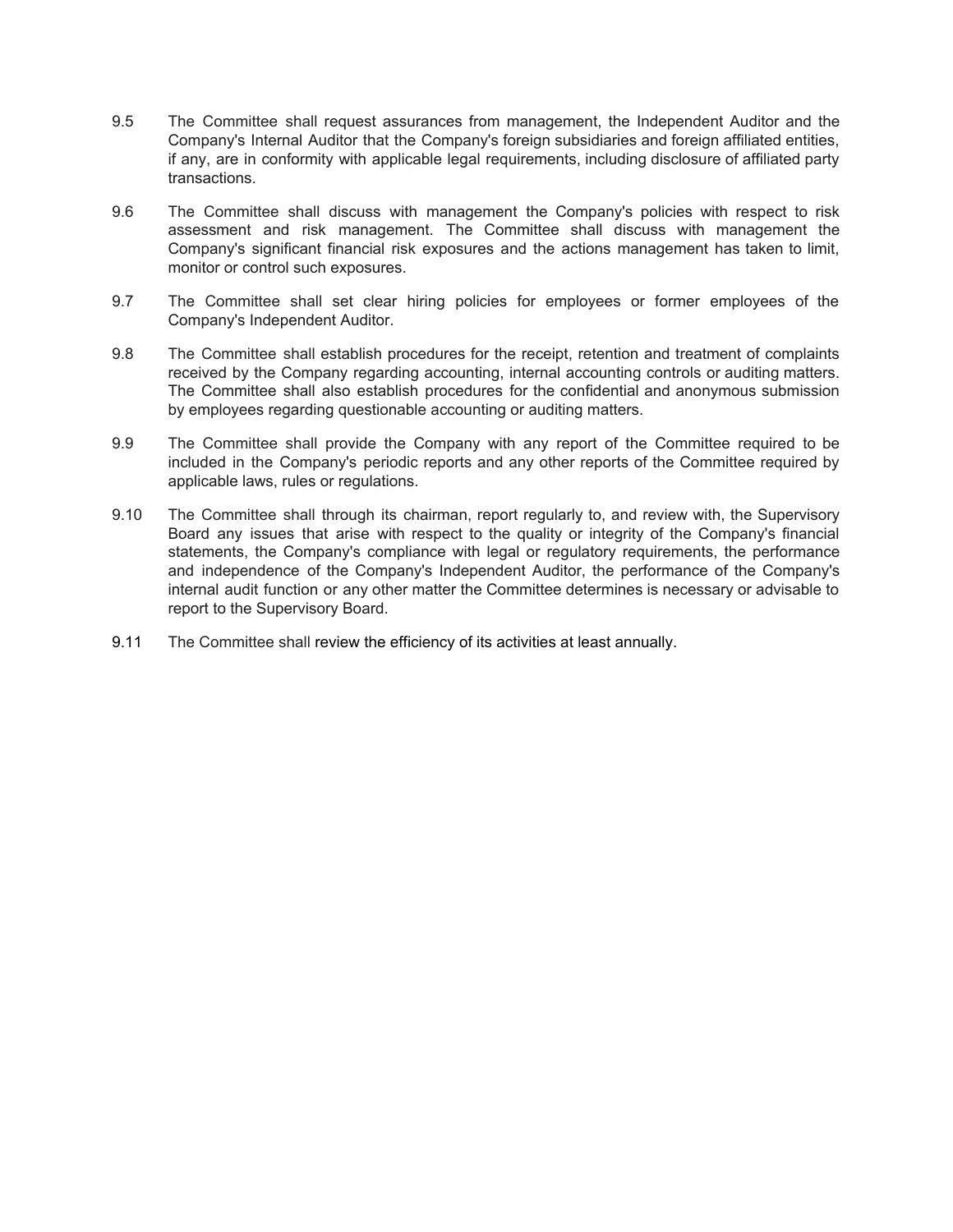9.5 The Committee shall request assurances from management, the Independent Auditor and the Company's Internal Auditor that the Company's foreign subsidiaries and foreign affiliated entities, if any, are in conformity with applicable legal requirements, including disclosure of affiliated party transactions.

9.6 The Committee shall discuss with management the Company's policies with respect to risk assessment and risk management. The Committee shall discuss with management the Company's significant financial risk exposures and the actions management has taken to limit, monitor or control such exposures.

9.7 The Committee shall set clear hiring policies for employees or former employees of the Company's Independent Auditor.

9.8 The Committee shall establish procedures for the receipt, retention and treatment of complaints received by the Company regarding accounting, internal accounting controls or auditing matters. The Committee shall also establish procedures for the confidential and anonymous submission by employees regarding questionable accounting or auditing matters.

9.9 The Committee shall provide the Company with any report of the Committee required to be included in the Company's periodic reports and any other reports of the Committee required by applicable laws, rules or regulations.

9.10 The Committee shall through its chairman, report regularly to, and review with, the Supervisory Board any issues that arise with respect to the quality or integrity of the Company's financial statements, the Company's compliance with legal or regulatory requirements, the performance and independence of the Company's Independent Auditor, the performance of the Company's internal audit function or any other matter the Committee determines is necessary or advisable to report to the Supervisory Board.

9.11 The Committee shall review the efficiency of its activities at least annually.